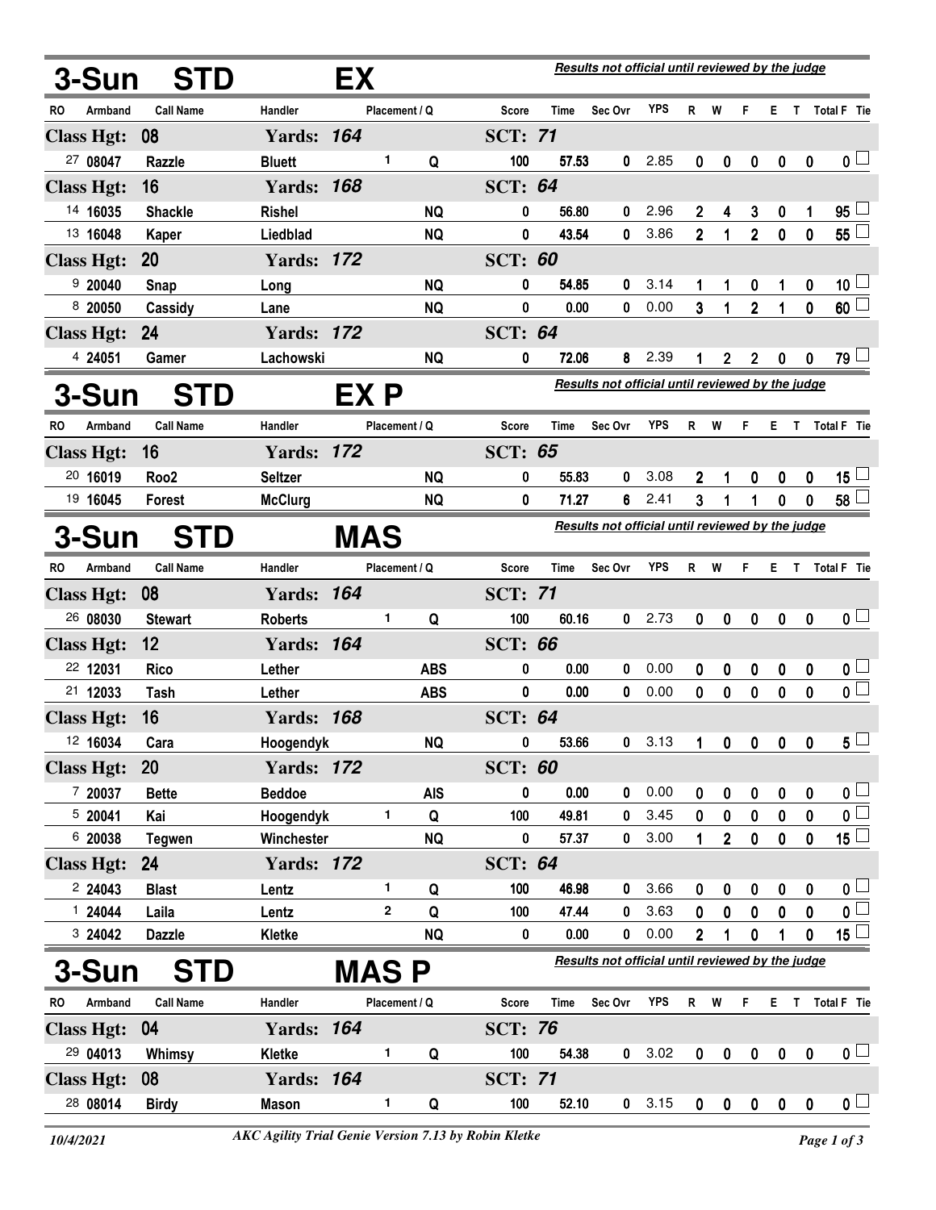## 3-Sun STD EX

*Results not official until reviewed by the judge*

| RO | Armband | Call Name | Handler | Placement / Q | | Score | Time | Sec Ovr | YPS | R | W | F | E | T | Total F | Tie |
|---|---|---|---|---|---|---|---|---|---|---|---|---|---|---|---|---|
| **Class Hgt: 08** | | | **Yards: 164** | | | **SCT: 71** | | | | | | | | | | |
| 27 | 08047 | Razzle | Bluett | 1 | Q | 100 | 57.53 | 0 | 2.85 | 0 | 0 | 0 | 0 | 0 | 0 | |
| **Class Hgt: 16** | | | **Yards: 168** | | | **SCT: 64** | | | | | | | | | | |
| 14 | 16035 | Shackle | Rishel | | NQ | 0 | 56.80 | 0 | 2.96 | 2 | 4 | 3 | 0 | 1 | 95 | |
| 13 | 16048 | Kaper | Liedblad | | NQ | 0 | 43.54 | 0 | 3.86 | 2 | 1 | 2 | 0 | 0 | 55 | |
| **Class Hgt: 20** | | | **Yards: 172** | | | **SCT: 60** | | | | | | | | | | |
| 9 | 20040 | Snap | Long | | NQ | 0 | 54.85 | 0 | 3.14 | 1 | 1 | 0 | 1 | 0 | 10 | |
| 8 | 20050 | Cassidy | Lane | | NQ | 0 | 0.00 | 0 | 0.00 | 3 | 1 | 2 | 1 | 0 | 60 | |
| **Class Hgt: 24** | | | **Yards: 172** | | | **SCT: 64** | | | | | | | | | | |
| 4 | 24051 | Gamer | Lachowski | | NQ | 0 | 72.06 | 8 | 2.39 | 1 | 2 | 2 | 0 | 0 | 79 | |

## 3-Sun STD EX P

*Results not official until reviewed by the judge*

| RO | Armband | Call Name | Handler | Placement / Q | | Score | Time | Sec Ovr | YPS | R | W | F | E | T | Total F | Tie |
|---|---|---|---|---|---|---|---|---|---|---|---|---|---|---|---|---|
| **Class Hgt: 16** | | | **Yards: 172** | | | **SCT: 65** | | | | | | | | | | |
| 20 | 16019 | Roo2 | Seltzer | | NQ | 0 | 55.83 | 0 | 3.08 | 2 | 1 | 0 | 0 | 0 | 15 | |
| 19 | 16045 | Forest | McClurg | | NQ | 0 | 71.27 | 6 | 2.41 | 3 | 1 | 1 | 0 | 0 | 58 | |

## 3-Sun STD MAS

*Results not official until reviewed by the judge*

| RO | Armband | Call Name | Handler | Placement / Q | | Score | Time | Sec Ovr | YPS | R | W | F | E | T | Total F | Tie |
|---|---|---|---|---|---|---|---|---|---|---|---|---|---|---|---|---|
| **Class Hgt: 08** | | | **Yards: 164** | | | **SCT: 71** | | | | | | | | | | |
| 26 | 08030 | Stewart | Roberts | 1 | Q | 100 | 60.16 | 0 | 2.73 | 0 | 0 | 0 | 0 | 0 | 0 | |
| **Class Hgt: 12** | | | **Yards: 164** | | | **SCT: 66** | | | | | | | | | | |
| 22 | 12031 | Rico | Lether | | ABS | 0 | 0.00 | 0 | 0.00 | 0 | 0 | 0 | 0 | 0 | 0 | |
| 21 | 12033 | Tash | Lether | | ABS | 0 | 0.00 | 0 | 0.00 | 0 | 0 | 0 | 0 | 0 | 0 | |
| **Class Hgt: 16** | | | **Yards: 168** | | | **SCT: 64** | | | | | | | | | | |
| 12 | 16034 | Cara | Hoogendyk | | NQ | 0 | 53.66 | 0 | 3.13 | 1 | 0 | 0 | 0 | 0 | 5 | |
| **Class Hgt: 20** | | | **Yards: 172** | | | **SCT: 60** | | | | | | | | | | |
| 7 | 20037 | Bette | Beddoe | | AIS | 0 | 0.00 | 0 | 0.00 | 0 | 0 | 0 | 0 | 0 | 0 | |
| 5 | 20041 | Kai | Hoogendyk | 1 | Q | 100 | 49.81 | 0 | 3.45 | 0 | 0 | 0 | 0 | 0 | 0 | |
| 6 | 20038 | Tegwen | Winchester | | NQ | 0 | 57.37 | 0 | 3.00 | 1 | 2 | 0 | 0 | 0 | 15 | |
| **Class Hgt: 24** | | | **Yards: 172** | | | **SCT: 64** | | | | | | | | | | |
| 2 | 24043 | Blast | Lentz | 1 | Q | 100 | 46.98 | 0 | 3.66 | 0 | 0 | 0 | 0 | 0 | 0 | |
| 1 | 24044 | Laila | Lentz | 2 | Q | 100 | 47.44 | 0 | 3.63 | 0 | 0 | 0 | 0 | 0 | 0 | |
| 3 | 24042 | Dazzle | Kletke | | NQ | 0 | 0.00 | 0 | 0.00 | 2 | 1 | 0 | 1 | 0 | 15 | |

## 3-Sun STD MAS P

*Results not official until reviewed by the judge*

| RO | Armband | Call Name | Handler | Placement / Q | | Score | Time | Sec Ovr | YPS | R | W | F | E | T | Total F | Tie |
|---|---|---|---|---|---|---|---|---|---|---|---|---|---|---|---|---|
| **Class Hgt: 04** | | | **Yards: 164** | | | **SCT: 76** | | | | | | | | | | |
| 29 | 04013 | Whimsy | Kletke | 1 | Q | 100 | 54.38 | 0 | 3.02 | 0 | 0 | 0 | 0 | 0 | 0 | |
| **Class Hgt: 08** | | | **Yards: 164** | | | **SCT: 71** | | | | | | | | | | |
| 28 | 08014 | Birdy | Mason | 1 | Q | 100 | 52.10 | 0 | 3.15 | 0 | 0 | 0 | 0 | 0 | 0 | |

10/4/2021 — *AKC Agility Trial Genie Version 7.13 by Robin Kletke*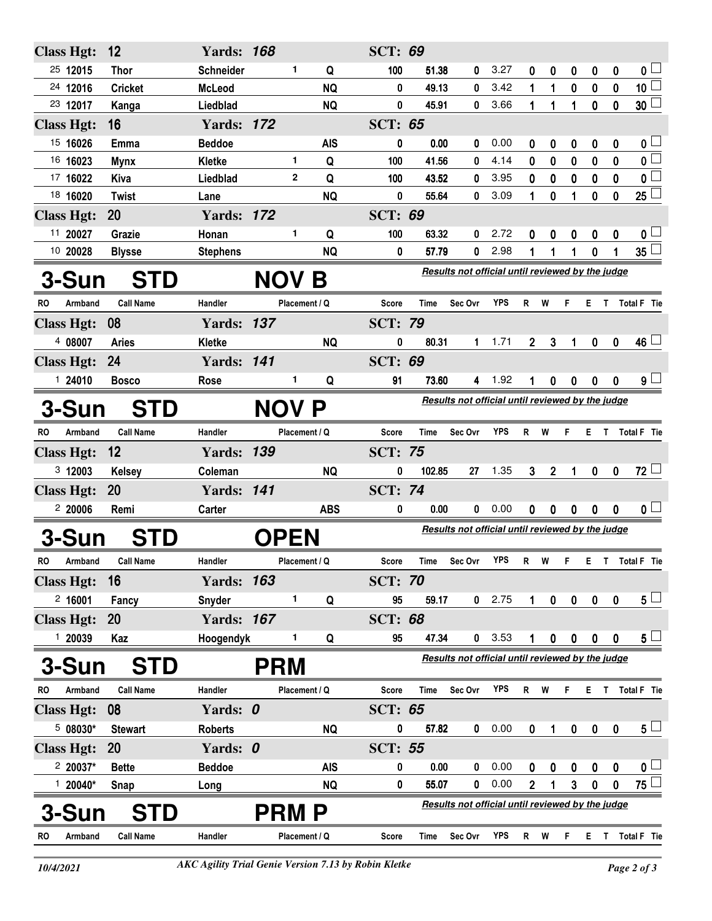| RO | Armband | Call Name | Handler | Placement / Q | | Score | Time | Sec Ovr | YPS | R | W | F | E | T | Total F | Tie |
|---|---|---|---|---|---|---|---|---|---|---|---|---|---|---|---|---|
| **Class Hgt: 12** | | | **Yards: 168** | | | **SCT: 69** | | | | | | | | | | |
| 25 | 12015 | Thor | Schneider | 1 | Q | 100 | 51.38 | 0 | 3.27 | 0 | 0 | 0 | 0 | 0 | 0 | ☐ |
| 24 | 12016 | Cricket | McLeod | | NQ | 0 | 49.13 | 0 | 3.42 | 1 | 1 | 0 | 0 | 0 | 10 | ☐ |
| 23 | 12017 | Kanga | Liedblad | | NQ | 0 | 45.91 | 0 | 3.66 | 1 | 1 | 1 | 0 | 0 | 30 | ☐ |
| **Class Hgt: 16** | | | **Yards: 172** | | | **SCT: 65** | | | | | | | | | | |
| 15 | 16026 | Emma | Beddoe | | AIS | 0 | 0.00 | 0 | 0.00 | 0 | 0 | 0 | 0 | 0 | 0 | ☐ |
| 16 | 16023 | Mynx | Kletke | 1 | Q | 100 | 41.56 | 0 | 4.14 | 0 | 0 | 0 | 0 | 0 | 0 | ☐ |
| 17 | 16022 | Kiva | Liedblad | 2 | Q | 100 | 43.52 | 0 | 3.95 | 0 | 0 | 0 | 0 | 0 | 0 | ☐ |
| 18 | 16020 | Twist | Lane | | NQ | 0 | 55.64 | 0 | 3.09 | 1 | 0 | 1 | 0 | 0 | 25 | ☐ |
| **Class Hgt: 20** | | | **Yards: 172** | | | **SCT: 69** | | | | | | | | | | |
| 11 | 20027 | Grazie | Honan | 1 | Q | 100 | 63.32 | 0 | 2.72 | 0 | 0 | 0 | 0 | 0 | 0 | ☐ |
| 10 | 20028 | Blysse | Stephens | | NQ | 0 | 57.79 | 0 | 2.98 | 1 | 1 | 1 | 0 | 1 | 35 | ☐ |

## 3-Sun STD NOV B

*Results not official until reviewed by the judge*

| RO | Armband | Call Name | Handler | Placement / Q | | Score | Time | Sec Ovr | YPS | R | W | F | E | T | Total F | Tie |
|---|---|---|---|---|---|---|---|---|---|---|---|---|---|---|---|---|
| **Class Hgt: 08** | | | **Yards: 137** | | | **SCT: 79** | | | | | | | | | | |
| 4 | 08007 | Aries | Kletke | | NQ | 0 | 80.31 | 1 | 1.71 | 2 | 3 | 1 | 0 | 0 | 46 | ☐ |
| **Class Hgt: 24** | | | **Yards: 141** | | | **SCT: 69** | | | | | | | | | | |
| 1 | 24010 | Bosco | Rose | 1 | Q | 91 | 73.60 | 4 | 1.92 | 1 | 0 | 0 | 0 | 0 | 9 | ☐ |

## 3-Sun STD NOV P

*Results not official until reviewed by the judge*

| RO | Armband | Call Name | Handler | Placement / Q | | Score | Time | Sec Ovr | YPS | R | W | F | E | T | Total F | Tie |
|---|---|---|---|---|---|---|---|---|---|---|---|---|---|---|---|---|
| **Class Hgt: 12** | | | **Yards: 139** | | | **SCT: 75** | | | | | | | | | | |
| 3 | 12003 | Kelsey | Coleman | | NQ | 0 | 102.85 | 27 | 1.35 | 3 | 2 | 1 | 0 | 0 | 72 | ☐ |
| **Class Hgt: 20** | | | **Yards: 141** | | | **SCT: 74** | | | | | | | | | | |
| 2 | 20006 | Remi | Carter | | ABS | 0 | 0.00 | 0 | 0.00 | 0 | 0 | 0 | 0 | 0 | 0 | ☐ |

## 3-Sun STD OPEN

*Results not official until reviewed by the judge*

| RO | Armband | Call Name | Handler | Placement / Q | | Score | Time | Sec Ovr | YPS | R | W | F | E | T | Total F | Tie |
|---|---|---|---|---|---|---|---|---|---|---|---|---|---|---|---|---|
| **Class Hgt: 16** | | | **Yards: 163** | | | **SCT: 70** | | | | | | | | | | |
| 2 | 16001 | Fancy | Snyder | 1 | Q | 95 | 59.17 | 0 | 2.75 | 1 | 0 | 0 | 0 | 0 | 5 | ☐ |
| **Class Hgt: 20** | | | **Yards: 167** | | | **SCT: 68** | | | | | | | | | | |
| 1 | 20039 | Kaz | Hoogendyk | 1 | Q | 95 | 47.34 | 0 | 3.53 | 1 | 0 | 0 | 0 | 0 | 5 | ☐ |

## 3-Sun STD PRM

*Results not official until reviewed by the judge*

| RO | Armband | Call Name | Handler | Placement / Q | | Score | Time | Sec Ovr | YPS | R | W | F | E | T | Total F | Tie |
|---|---|---|---|---|---|---|---|---|---|---|---|---|---|---|---|---|
| **Class Hgt: 08** | | | **Yards: 0** | | | **SCT: 65** | | | | | | | | | | |
| 5 | 08030* | Stewart | Roberts | | NQ | 0 | 57.82 | 0 | 0.00 | 0 | 1 | 0 | 0 | 0 | 5 | ☐ |
| **Class Hgt: 20** | | | **Yards: 0** | | | **SCT: 55** | | | | | | | | | | |
| 2 | 20037* | Bette | Beddoe | | AIS | 0 | 0.00 | 0 | 0.00 | 0 | 0 | 0 | 0 | 0 | 0 | ☐ |
| 1 | 20040* | Snap | Long | | NQ | 0 | 55.07 | 0 | 0.00 | 2 | 1 | 3 | 0 | 0 | 75 | ☐ |

## 3-Sun STD PRM P

*Results not official until reviewed by the judge*

| RO | Armband | Call Name | Handler | Placement / Q | | Score | Time | Sec Ovr | YPS | R | W | F | E | T | Total F | Tie |
|---|---|---|---|---|---|---|---|---|---|---|---|---|---|---|---|---|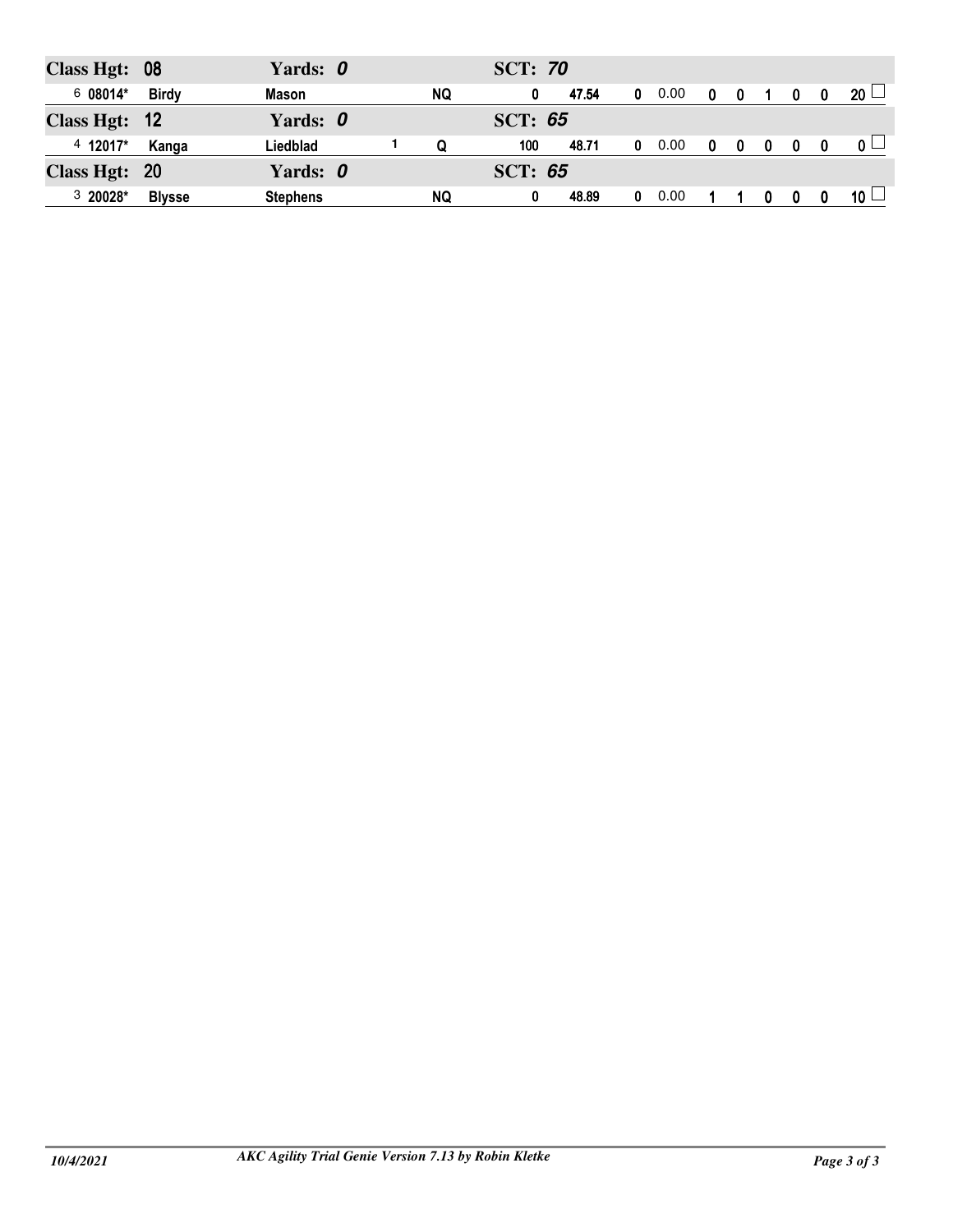| | | | | | | | | | | | | | | | |
|---|---|---|---|---|---|---|---|---|---|---|---|---|---|---|---|
| **Class Hgt: 08** | | **Yards: *0*** | | | **SCT: *70*** | | | | | | | | | | |
| 6 | **08014*** | **Birdy** | **Mason** | | **NQ** | **0** | **47.54** | **0** | 0.00 | **0** | **0** | **1** | **0** | **0** | **20** ☐ |
| **Class Hgt: 12** | | **Yards: *0*** | | | **SCT: *65*** | | | | | | | | | | |
| 4 | **12017*** | **Kanga** | **Liedblad** | **1** | **Q** | **100** | **48.71** | **0** | 0.00 | **0** | **0** | **0** | **0** | **0** | **0** ☐ |
| **Class Hgt: 20** | | **Yards: *0*** | | | **SCT: *65*** | | | | | | | | | | |
| 3 | **20028*** | **Blysse** | **Stephens** | | **NQ** | **0** | **48.89** | **0** | 0.00 | **1** | **1** | **0** | **0** | **0** | **10** ☐ |

*10/4/2021* *AKC Agility Trial Genie Version 7.13 by Robin Kletke*